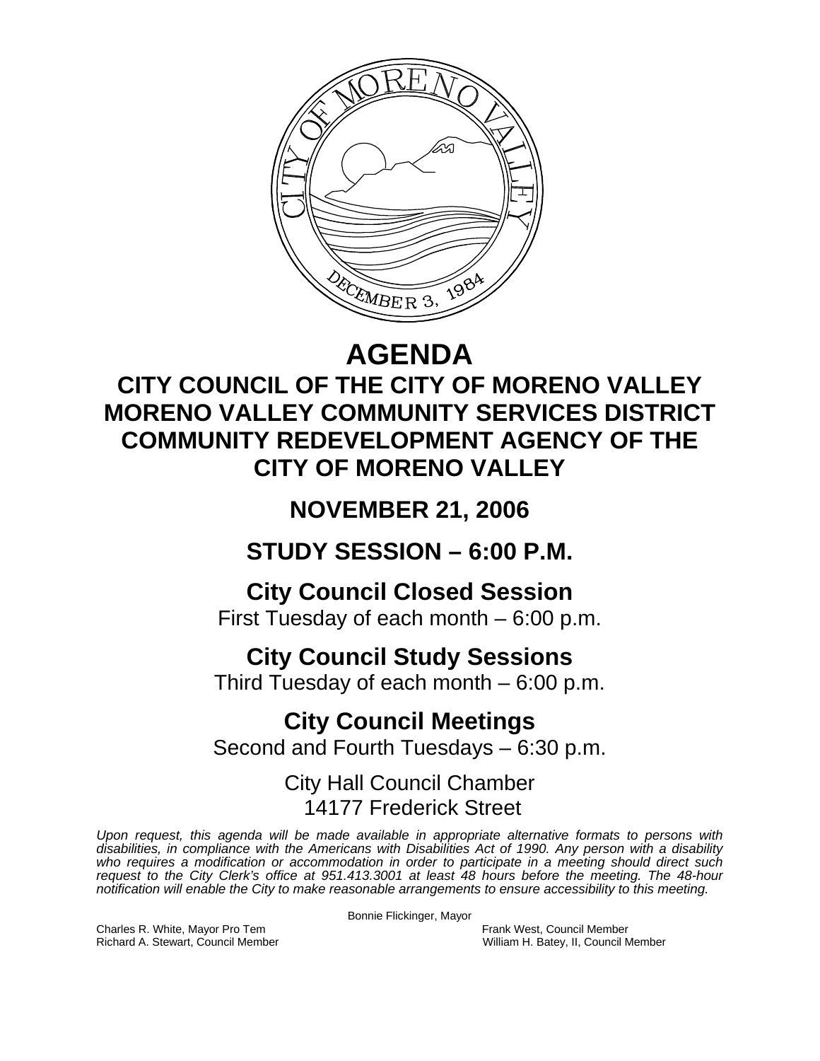# AGENDA

## CITY COUNCIL OF THE CITY OF MORENO VALLEY
## MORENO VALLEY COMMUNITY SERVICES DISTRICT
## COMMUNITY REDEVELOPMENT AGENCY OF THE CITY OF MORENO VALLEY

## NOVEMBER 21, 2006

## STUDY SESSION – 6:00 P.M.

### City Council Closed Session
First Tuesday of each month – 6:00 p.m.

### City Council Study Sessions
Third Tuesday of each month – 6:00 p.m.

### City Council Meetings
Second and Fourth Tuesdays – 6:30 p.m.

City Hall Council Chamber
14177 Frederick Street

*Upon request, this agenda will be made available in appropriate alternative formats to persons with disabilities, in compliance with the Americans with Disabilities Act of 1990. Any person with a disability who requires a modification or accommodation in order to participate in a meeting should direct such request to the City Clerk's office at 951.413.3001 at least 48 hours before the meeting. The 48-hour notification will enable the City to make reasonable arrangements to ensure accessibility to this meeting.*

Bonnie Flickinger, Mayor

Charles R. White, Mayor Pro Tem
Frank West, Council Member
Richard A. Stewart, Council Member
William H. Batey, II, Council Member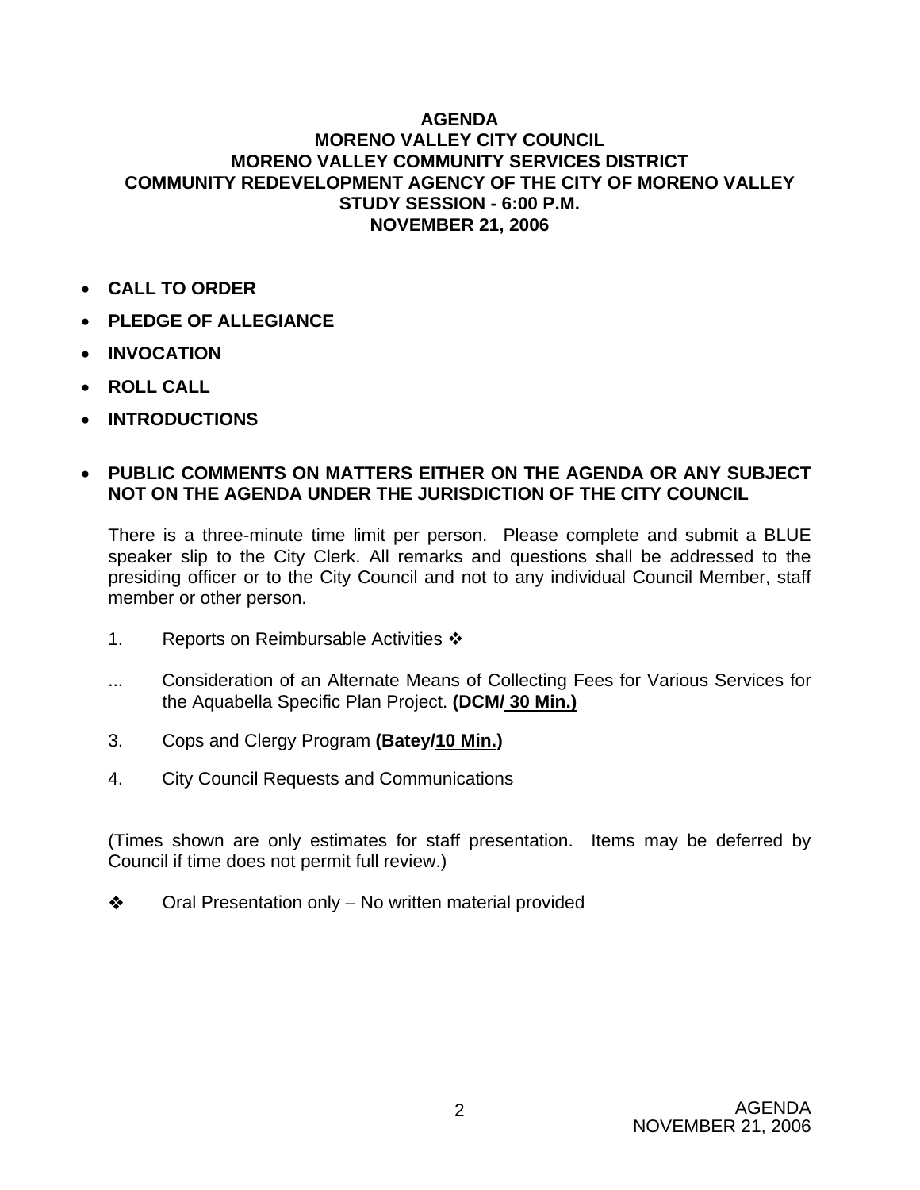**AGENDA**
**MORENO VALLEY CITY COUNCIL**
**MORENO VALLEY COMMUNITY SERVICES DISTRICT**
**COMMUNITY REDEVELOPMENT AGENCY OF THE CITY OF MORENO VALLEY**
**STUDY SESSION - 6:00 P.M.**
**NOVEMBER 21, 2006**

- **CALL TO ORDER**
- **PLEDGE OF ALLEGIANCE**
- **INVOCATION**
- **ROLL CALL**
- **INTRODUCTIONS**
- **PUBLIC COMMENTS ON MATTERS EITHER ON THE AGENDA OR ANY SUBJECT NOT ON THE AGENDA UNDER THE JURISDICTION OF THE CITY COUNCIL**

  There is a three-minute time limit per person. Please complete and submit a BLUE speaker slip to the City Clerk. All remarks and questions shall be addressed to the presiding officer or to the City Council and not to any individual Council Member, staff member or other person.

1. Reports on Reimbursable Activities ❖

... Consideration of an Alternate Means of Collecting Fees for Various Services for the Aquabella Specific Plan Project. **(DCM/ 30 Min.)**

3. Cops and Clergy Program **(Batey/10 Min.)**

4. City Council Requests and Communications

(Times shown are only estimates for staff presentation. Items may be deferred by Council if time does not permit full review.)

❖ Oral Presentation only – No written material provided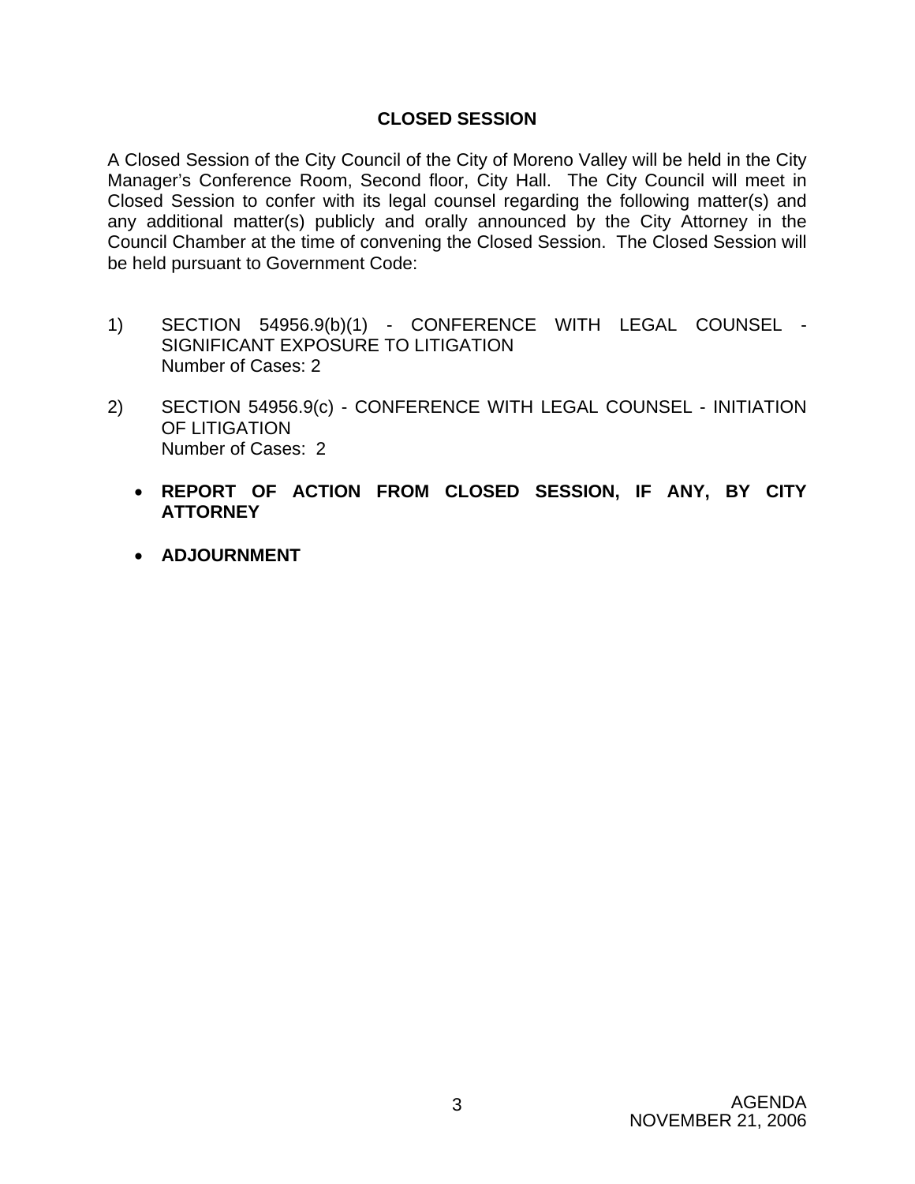## CLOSED SESSION

A Closed Session of the City Council of the City of Moreno Valley will be held in the City Manager's Conference Room, Second floor, City Hall. The City Council will meet in Closed Session to confer with its legal counsel regarding the following matter(s) and any additional matter(s) publicly and orally announced by the City Attorney in the Council Chamber at the time of convening the Closed Session. The Closed Session will be held pursuant to Government Code:

1) SECTION 54956.9(b)(1) - CONFERENCE WITH LEGAL COUNSEL - SIGNIFICANT EXPOSURE TO LITIGATION
   Number of Cases: 2

2) SECTION 54956.9(c) - CONFERENCE WITH LEGAL COUNSEL - INITIATION OF LITIGATION
   Number of Cases: 2

- **REPORT OF ACTION FROM CLOSED SESSION, IF ANY, BY CITY ATTORNEY**

- **ADJOURNMENT**